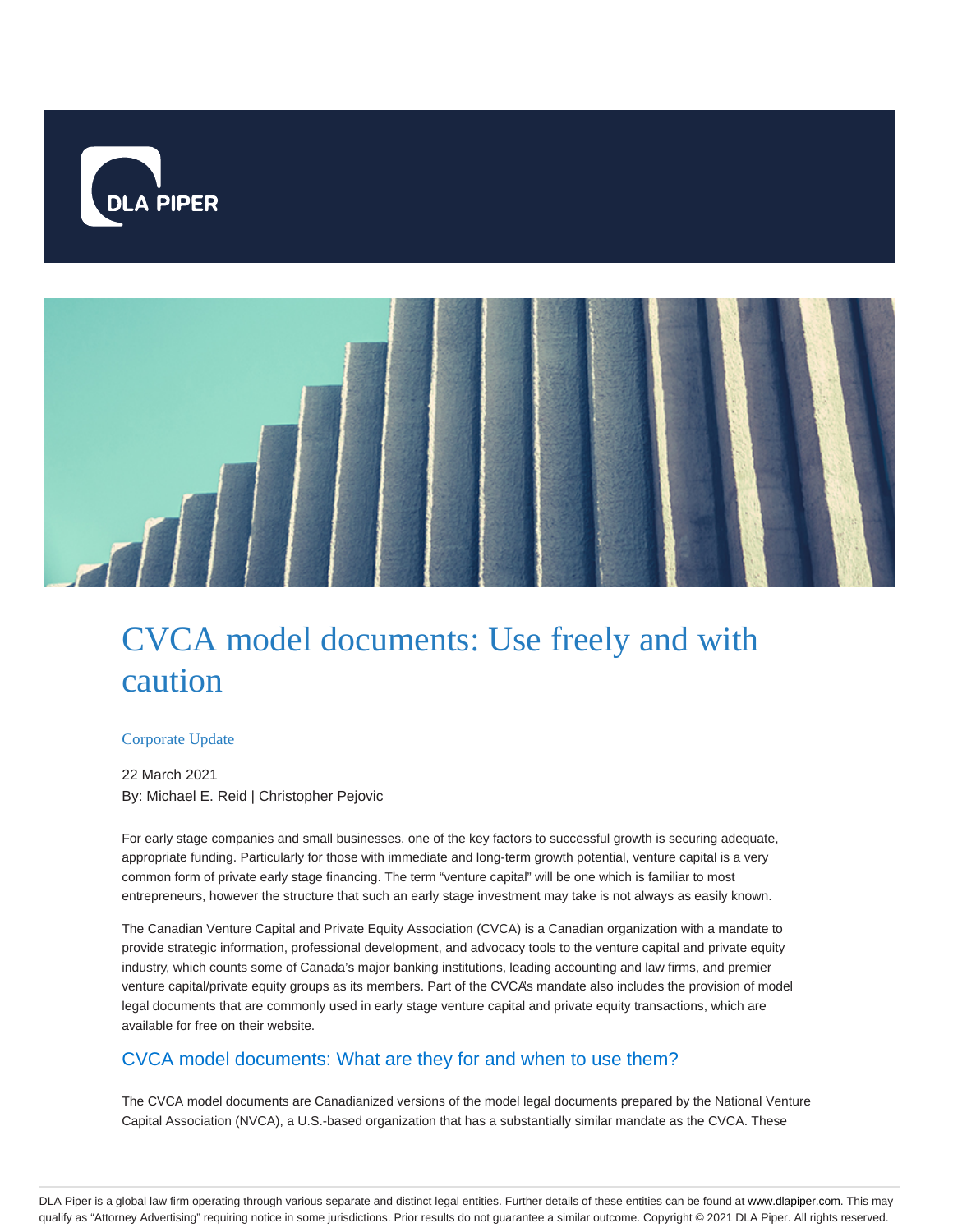# CVCA model documents: Use freely and with caution

Corporate Update

22 March 2021

By: Michael E. Reid | Christopher Pejovic

For early stage companies and small businesses, one of the key factors to successful growth is securing adequate, appropriate funding. Particularly for those with immediate and long-term growth potential, venture capital is a very common form of private early stage financing. The term "venture capital" will be one which is familiar to most entrepreneurs, however the structure that such an early stage investment may take is not always as easily known.

The Canadian Venture Capital and Private Equity Association (CVCA) is a Canadian organization with a mandate to provide strategic information, professional development, and advocacy tools to the venture capital and private equity industry, which counts some of Canada's major banking institutions, leading accounting and law firms, and premier venture capital/private equity groups as its members. Part of the CVCA's mandate also includes the provision of model legal documents that are commonly used in early stage venture capital and private equity transactions, which are available for free on their website.

## CVCA model documents: What are they for and when to use them?

The CVCA model documents are Canadianized versions of the model legal documents prepared by the National Venture Capital Association (NVCA), a U.S.-based organization that has a substantially similar mandate as the CVCA. These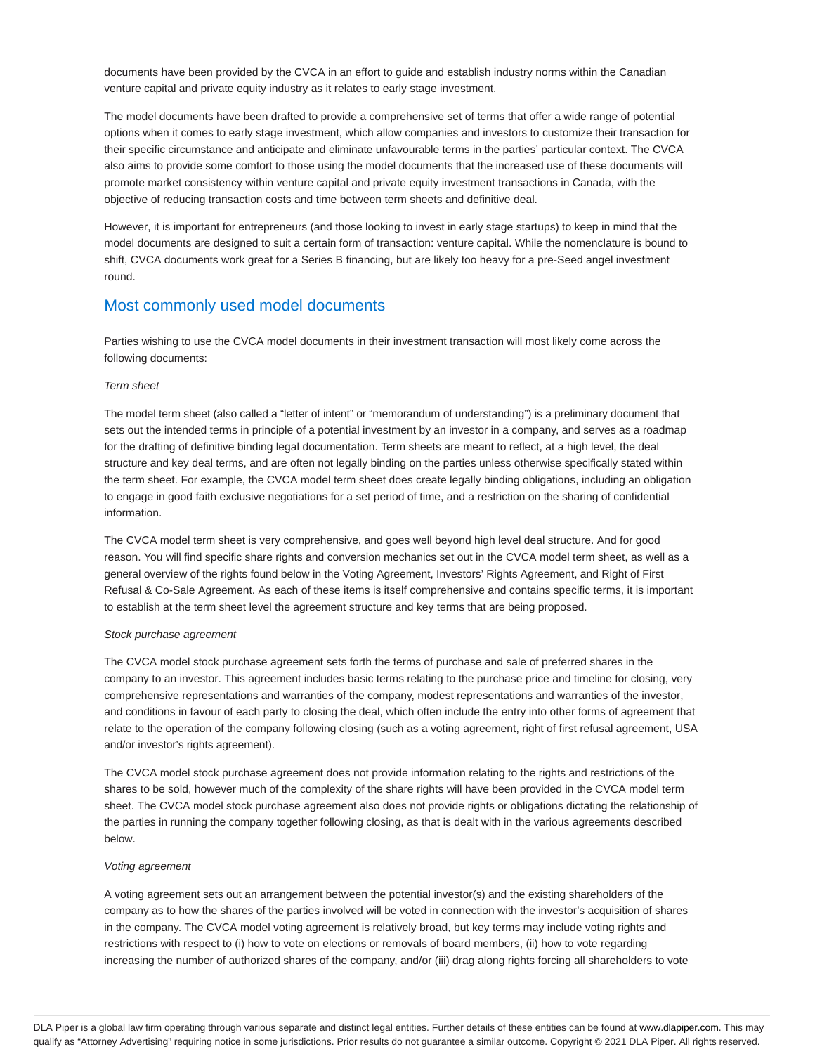documents have been provided by the CVCA in an effort to guide and establish industry norms within the Canadian venture capital and private equity industry as it relates to early stage investment.

The model documents have been drafted to provide a comprehensive set of terms that offer a wide range of potential options when it comes to early stage investment, which allow companies and investors to customize their transaction for their specific circumstance and anticipate and eliminate unfavourable terms in the parties' particular context. The CVCA also aims to provide some comfort to those using the model documents that the increased use of these documents will promote market consistency within venture capital and private equity investment transactions in Canada, with the objective of reducing transaction costs and time between term sheets and definitive deal.

However, it is important for entrepreneurs (and those looking to invest in early stage startups) to keep in mind that the model documents are designed to suit a certain form of transaction: venture capital. While the nomenclature is bound to shift, CVCA documents work great for a Series B financing, but are likely too heavy for a pre-Seed angel investment round.

## Most commonly used model documents

Parties wishing to use the CVCA model documents in their investment transaction will most likely come across the following documents:

*Term sheet*

The model term sheet (also called a "letter of intent" or "memorandum of understanding") is a preliminary document that sets out the intended terms in principle of a potential investment by an investor in a company, and serves as a roadmap for the drafting of definitive binding legal documentation. Term sheets are meant to reflect, at a high level, the deal structure and key deal terms, and are often not legally binding on the parties unless otherwise specifically stated within the term sheet. For example, the CVCA model term sheet does create legally binding obligations, including an obligation to engage in good faith exclusive negotiations for a set period of time, and a restriction on the sharing of confidential information.

The CVCA model term sheet is very comprehensive, and goes well beyond high level deal structure. And for good reason. You will find specific share rights and conversion mechanics set out in the CVCA model term sheet, as well as a general overview of the rights found below in the Voting Agreement, Investors' Rights Agreement, and Right of First Refusal & Co-Sale Agreement. As each of these items is itself comprehensive and contains specific terms, it is important to establish at the term sheet level the agreement structure and key terms that are being proposed.

*Stock purchase agreement*

The CVCA model stock purchase agreement sets forth the terms of purchase and sale of preferred shares in the company to an investor. This agreement includes basic terms relating to the purchase price and timeline for closing, very comprehensive representations and warranties of the company, modest representations and warranties of the investor, and conditions in favour of each party to closing the deal, which often include the entry into other forms of agreement that relate to the operation of the company following closing (such as a voting agreement, right of first refusal agreement, USA and/or investor's rights agreement).

The CVCA model stock purchase agreement does not provide information relating to the rights and restrictions of the shares to be sold, however much of the complexity of the share rights will have been provided in the CVCA model term sheet. The CVCA model stock purchase agreement also does not provide rights or obligations dictating the relationship of the parties in running the company together following closing, as that is dealt with in the various agreements described below.

*Voting agreement*

A voting agreement sets out an arrangement between the potential investor(s) and the existing shareholders of the company as to how the shares of the parties involved will be voted in connection with the investor's acquisition of shares in the company. The CVCA model voting agreement is relatively broad, but key terms may include voting rights and restrictions with respect to (i) how to vote on elections or removals of board members, (ii) how to vote regarding increasing the number of authorized shares of the company, and/or (iii) drag along rights forcing all shareholders to vote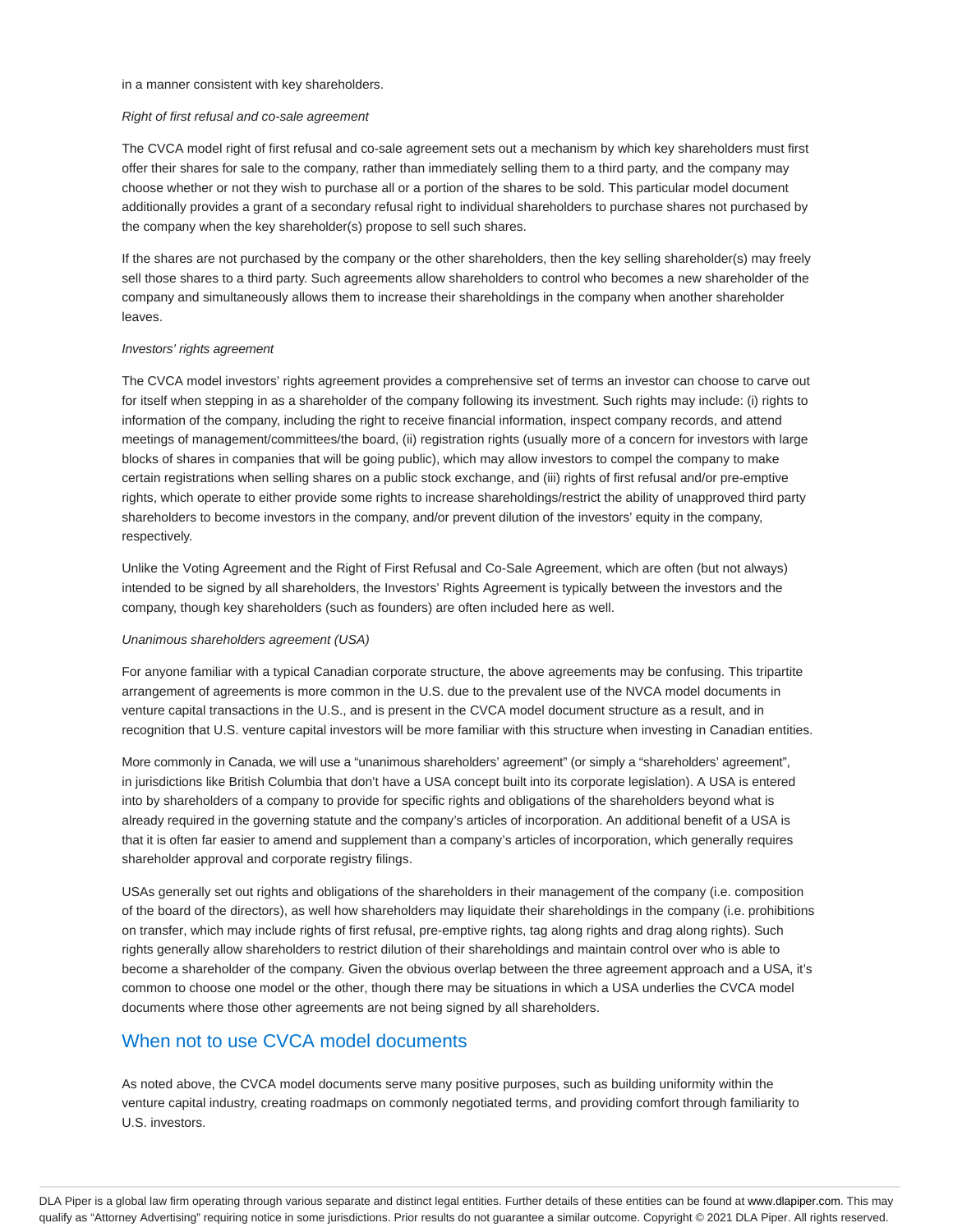in a manner consistent with key shareholders.

*Right of first refusal and co-sale agreement*

The CVCA model right of first refusal and co-sale agreement sets out a mechanism by which key shareholders must first offer their shares for sale to the company, rather than immediately selling them to a third party, and the company may choose whether or not they wish to purchase all or a portion of the shares to be sold. This particular model document additionally provides a grant of a secondary refusal right to individual shareholders to purchase shares not purchased by the company when the key shareholder(s) propose to sell such shares.

If the shares are not purchased by the company or the other shareholders, then the key selling shareholder(s) may freely sell those shares to a third party. Such agreements allow shareholders to control who becomes a new shareholder of the company and simultaneously allows them to increase their shareholdings in the company when another shareholder leaves.

*Investors' rights agreement*

The CVCA model investors' rights agreement provides a comprehensive set of terms an investor can choose to carve out for itself when stepping in as a shareholder of the company following its investment. Such rights may include: (i) rights to information of the company, including the right to receive financial information, inspect company records, and attend meetings of management/committees/the board, (ii) registration rights (usually more of a concern for investors with large blocks of shares in companies that will be going public), which may allow investors to compel the company to make certain registrations when selling shares on a public stock exchange, and (iii) rights of first refusal and/or pre-emptive rights, which operate to either provide some rights to increase shareholdings/restrict the ability of unapproved third party shareholders to become investors in the company, and/or prevent dilution of the investors' equity in the company, respectively.

Unlike the Voting Agreement and the Right of First Refusal and Co-Sale Agreement, which are often (but not always) intended to be signed by all shareholders, the Investors' Rights Agreement is typically between the investors and the company, though key shareholders (such as founders) are often included here as well.

*Unanimous shareholders agreement (USA)*

For anyone familiar with a typical Canadian corporate structure, the above agreements may be confusing. This tripartite arrangement of agreements is more common in the U.S. due to the prevalent use of the NVCA model documents in venture capital transactions in the U.S., and is present in the CVCA model document structure as a result, and in recognition that U.S. venture capital investors will be more familiar with this structure when investing in Canadian entities.

More commonly in Canada, we will use a "unanimous shareholders' agreement" (or simply a "shareholders' agreement", in jurisdictions like British Columbia that don't have a USA concept built into its corporate legislation). A USA is entered into by shareholders of a company to provide for specific rights and obligations of the shareholders beyond what is already required in the governing statute and the company's articles of incorporation. An additional benefit of a USA is that it is often far easier to amend and supplement than a company's articles of incorporation, which generally requires shareholder approval and corporate registry filings.

USAs generally set out rights and obligations of the shareholders in their management of the company (i.e. composition of the board of the directors), as well how shareholders may liquidate their shareholdings in the company (i.e. prohibitions on transfer, which may include rights of first refusal, pre-emptive rights, tag along rights and drag along rights). Such rights generally allow shareholders to restrict dilution of their shareholdings and maintain control over who is able to become a shareholder of the company. Given the obvious overlap between the three agreement approach and a USA, it's common to choose one model or the other, though there may be situations in which a USA underlies the CVCA model documents where those other agreements are not being signed by all shareholders.

## When not to use CVCA model documents

As noted above, the CVCA model documents serve many positive purposes, such as building uniformity within the venture capital industry, creating roadmaps on commonly negotiated terms, and providing comfort through familiarity to U.S. investors.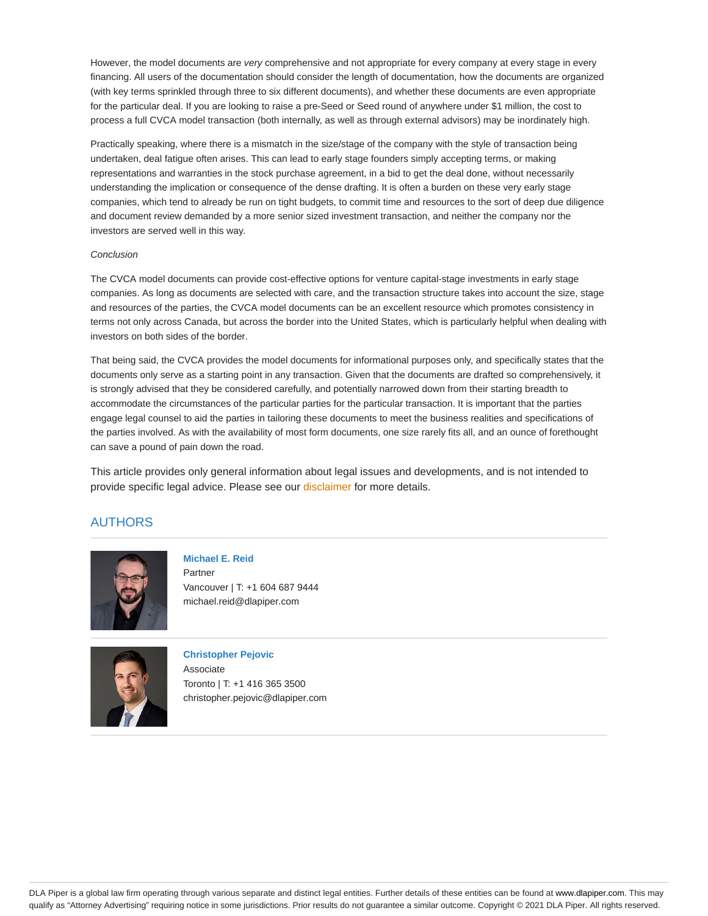However, the model documents are *very* comprehensive and not appropriate for every company at every stage in every financing. All users of the documentation should consider the length of documentation, how the documents are organized (with key terms sprinkled through three to six different documents), and whether these documents are even appropriate for the particular deal. If you are looking to raise a pre-Seed or Seed round of anywhere under $1 million, the cost to process a full CVCA model transaction (both internally, as well as through external advisors) may be inordinately high.

Practically speaking, where there is a mismatch in the size/stage of the company with the style of transaction being undertaken, deal fatigue often arises. This can lead to early stage founders simply accepting terms, or making representations and warranties in the stock purchase agreement, in a bid to get the deal done, without necessarily understanding the implication or consequence of the dense drafting. It is often a burden on these very early stage companies, which tend to already be run on tight budgets, to commit time and resources to the sort of deep due diligence and document review demanded by a more senior sized investment transaction, and neither the company nor the investors are served well in this way.

*Conclusion*

The CVCA model documents can provide cost-effective options for venture capital-stage investments in early stage companies. As long as documents are selected with care, and the transaction structure takes into account the size, stage and resources of the parties, the CVCA model documents can be an excellent resource which promotes consistency in terms not only across Canada, but across the border into the United States, which is particularly helpful when dealing with investors on both sides of the border.

That being said, the CVCA provides the model documents for informational purposes only, and specifically states that the documents only serve as a starting point in any transaction. Given that the documents are drafted so comprehensively, it is strongly advised that they be considered carefully, and potentially narrowed down from their starting breadth to accommodate the circumstances of the particular parties for the particular transaction. It is important that the parties engage legal counsel to aid the parties in tailoring these documents to meet the business realities and specifications of the parties involved. As with the availability of most form documents, one size rarely fits all, and an ounce of forethought can save a pound of pain down the road.

This article provides only general information about legal issues and developments, and is not intended to provide specific legal advice. Please see our disclaimer for more details.

## AUTHORS

**Michael E. Reid**
Partner
Vancouver | T: +1 604 687 9444
michael.reid@dlapiper.com

**Christopher Pejovic**
Associate
Toronto | T: +1 416 365 3500
christopher.pejovic@dlapiper.com

DLA Piper is a global law firm operating through various separate and distinct legal entities. Further details of these entities can be found at www.dlapiper.com. This may qualify as "Attorney Advertising" requiring notice in some jurisdictions. Prior results do not guarantee a similar outcome. Copyright © 2021 DLA Piper. All rights reserved.